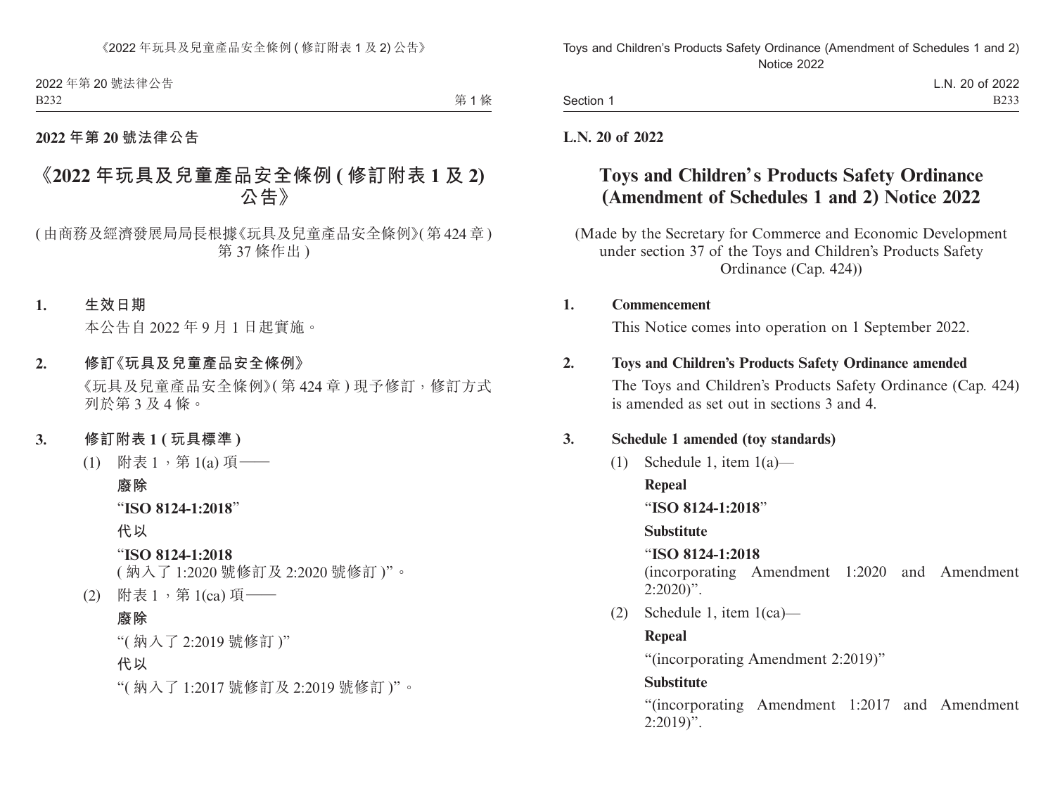**2022 年第 20 號法律公告**

# 《2022 年玩具及兒童產品安全條例 (修訂附表 1 及 2) 公告》

(由商務及經濟發展局局長根據《玩具及兒童產品安全條例》(第 424 章) 第 37 條作出)

**1. 生效日期**

本公告自 2022 年 9 月 1 日起實施。

**2. 修訂《玩具及兒童產品安全條例》**

《玩具及兒童產品安全條例》(第 424 章) 現予修訂，修訂方式列於第 3 及 4 條。

**3. 修訂附表 1 (玩具標準)**

(1) 附表 1，第 1(a) 項——

**廢除**

“**ISO 8124-1:2018**”

**代以**

“**ISO 8124-1:2018**
(納入了 1:2020 號修訂及 2:2020 號修訂)”。

(2) 附表 1，第 1(ca) 項——

**廢除**

“(納入了 2:2019 號修訂)”

**代以**

“(納入了 1:2017 號修訂及 2:2019 號修訂)”。

**L.N. 20 of 2022**

# Toys and Children's Products Safety Ordinance (Amendment of Schedules 1 and 2) Notice 2022

(Made by the Secretary for Commerce and Economic Development under section 37 of the Toys and Children's Products Safety Ordinance (Cap. 424))

**1. Commencement**

This Notice comes into operation on 1 September 2022.

**2. Toys and Children's Products Safety Ordinance amended**

The Toys and Children's Products Safety Ordinance (Cap. 424) is amended as set out in sections 3 and 4.

**3. Schedule 1 amended (toy standards)**

(1) Schedule 1, item 1(a)—

**Repeal**

“**ISO 8124-1:2018**”

**Substitute**

“**ISO 8124-1:2018**
(incorporating Amendment 1:2020 and Amendment 2:2020)”.

(2) Schedule 1, item 1(ca)—

**Repeal**

“(incorporating Amendment 2:2019)”

**Substitute**

“(incorporating Amendment 1:2017 and Amendment 2:2019)”.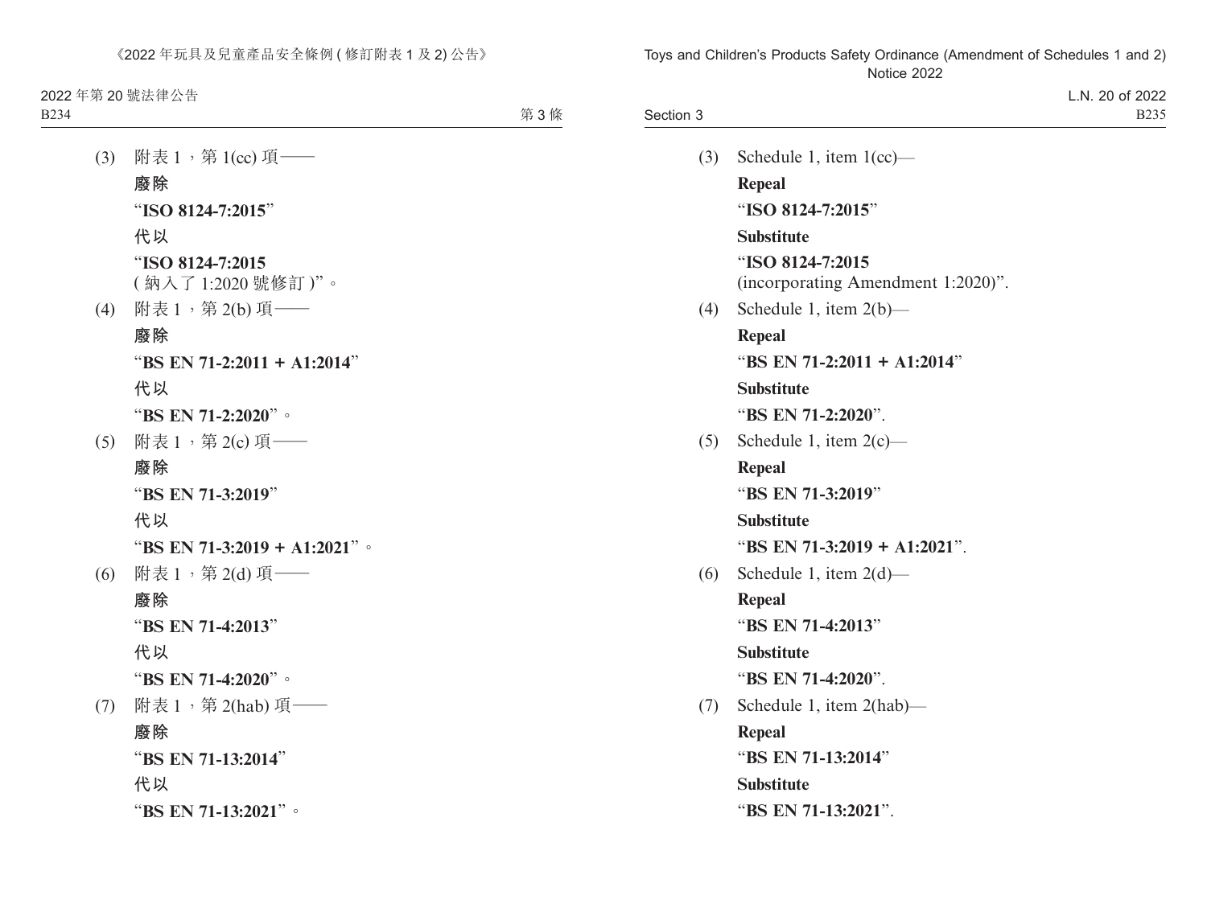(3) 附表 1，第 1(cc) 項——

**廢除**

“**ISO 8124-7:2015**”

**代以**

“**ISO 8124-7:2015**
( 納入了 1:2020 號修訂 )”。

(4) 附表 1，第 2(b) 項——

**廢除**

“**BS EN 71-2:2011 + A1:2014**”

**代以**

“**BS EN 71-2:2020**”。

(5) 附表 1，第 2(c) 項——

**廢除**

“**BS EN 71-3:2019**”

**代以**

“**BS EN 71-3:2019 + A1:2021**”。

(6) 附表 1，第 2(d) 項——

**廢除**

“**BS EN 71-4:2013**”

**代以**

“**BS EN 71-4:2020**”。

(7) 附表 1，第 2(hab) 項——

**廢除**

“**BS EN 71-13:2014**”

**代以**

“**BS EN 71-13:2021**”。

(3) Schedule 1, item 1(cc)—

**Repeal**

“**ISO 8124-7:2015**”

**Substitute**

“**ISO 8124-7:2015**
(incorporating Amendment 1:2020)”.

(4) Schedule 1, item 2(b)—

**Repeal**

“**BS EN 71-2:2011 + A1:2014**”

**Substitute**

“**BS EN 71-2:2020**”.

(5) Schedule 1, item 2(c)—

**Repeal**

“**BS EN 71-3:2019**”

**Substitute**

“**BS EN 71-3:2019 + A1:2021**”.

(6) Schedule 1, item 2(d)—

**Repeal**

“**BS EN 71-4:2013**”

**Substitute**

“**BS EN 71-4:2020**”.

(7) Schedule 1, item 2(hab)—

**Repeal**

“**BS EN 71-13:2014**”

**Substitute**

“**BS EN 71-13:2021**”.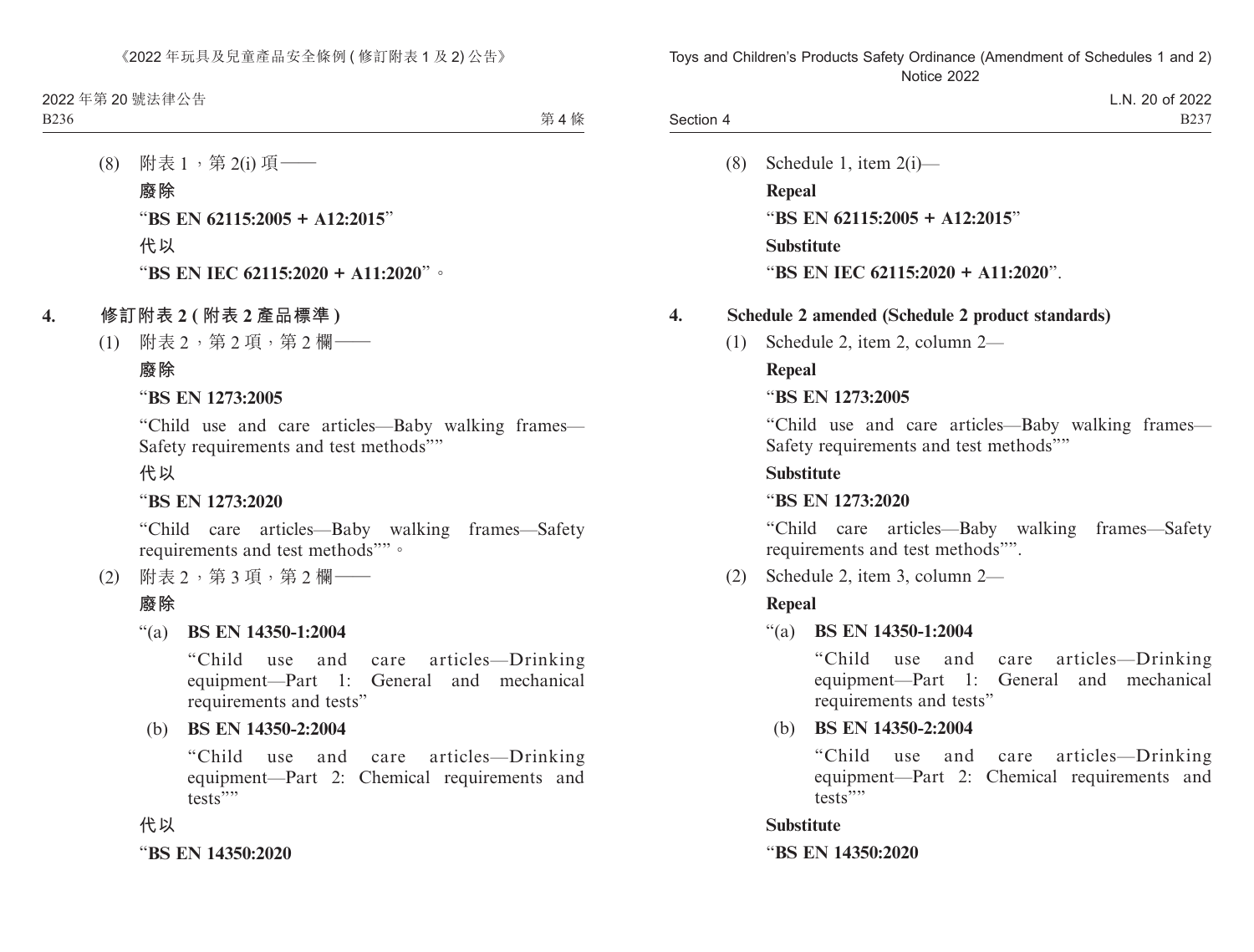(8) 附表 1，第 2(i) 項——

**廢除**

“**BS EN 62115:2005 + A12:2015**”

**代以**

“**BS EN IEC 62115:2020 + A11:2020**”。

**4. 修訂附表 2 (附表 2 產品標準 )**

(1) 附表 2，第 2 項，第 2 欄——

**廢除**

“**BS EN 1273:2005**

“Child use and care articles—Baby walking frames—Safety requirements and test methods””

**代以**

“**BS EN 1273:2020**

“Child care articles—Baby walking frames—Safety requirements and test methods””。

(2) 附表 2，第 3 項，第 2 欄——

**廢除**

“(a) **BS EN 14350-1:2004**

“Child use and care articles—Drinking equipment—Part 1: General and mechanical requirements and tests”

(b) **BS EN 14350-2:2004**

“Child use and care articles—Drinking equipment—Part 2: Chemical requirements and tests””

**代以**

“**BS EN 14350:2020**

(8) Schedule 1, item 2(i)—

**Repeal**

“**BS EN 62115:2005 + A12:2015**”

**Substitute**

“**BS EN IEC 62115:2020 + A11:2020**”.

**4. Schedule 2 amended (Schedule 2 product standards)**

(1) Schedule 2, item 2, column 2—

**Repeal**

“**BS EN 1273:2005**

“Child use and care articles—Baby walking frames—Safety requirements and test methods””

**Substitute**

“**BS EN 1273:2020**

“Child care articles—Baby walking frames—Safety requirements and test methods””.

(2) Schedule 2, item 3, column 2—

**Repeal**

“(a) **BS EN 14350-1:2004**

“Child use and care articles—Drinking equipment—Part 1: General and mechanical requirements and tests”

(b) **BS EN 14350-2:2004**

“Child use and care articles—Drinking equipment—Part 2: Chemical requirements and tests””

**Substitute**

“**BS EN 14350:2020**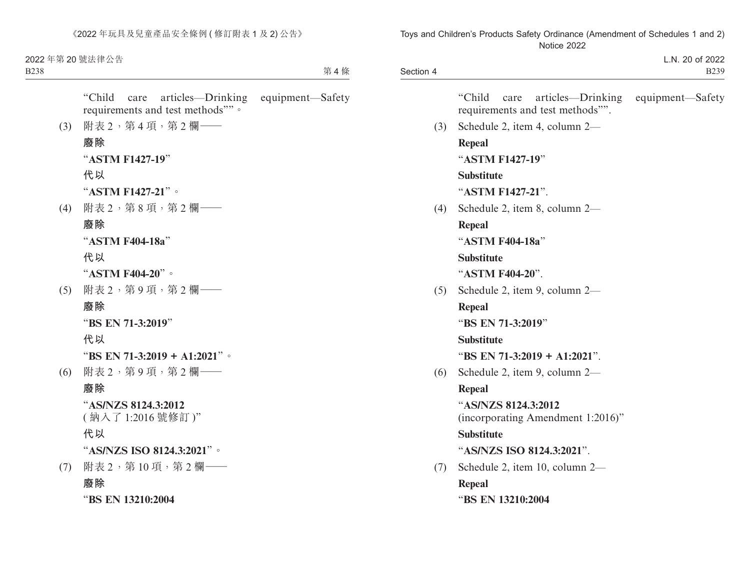"Child care articles—Drinking equipment—Safety requirements and test methods""。

(3) 附表 2，第 4 項，第 2 欄——

**廢除**

"**ASTM F1427-19**"

**代以**

"**ASTM F1427-21**"。

(4) 附表 2，第 8 項，第 2 欄——

**廢除**

"**ASTM F404-18a**"

**代以**

"**ASTM F404-20**"。

(5) 附表 2，第 9 項，第 2 欄——

**廢除**

"**BS EN 71-3:2019**"

**代以**

"**BS EN 71-3:2019 + A1:2021**"。

(6) 附表 2，第 9 項，第 2 欄——

**廢除**

"**AS/NZS 8124.3:2012**
( 納入了 1:2016 號修訂 )"

**代以**

"**AS/NZS ISO 8124.3:2021**"。

(7) 附表 2，第 10 項，第 2 欄——

**廢除**

"**BS EN 13210:2004**

"Child care articles—Drinking equipment—Safety requirements and test methods"".

(3) Schedule 2, item 4, column 2—

**Repeal**

"**ASTM F1427-19**"

**Substitute**

"**ASTM F1427-21**".

(4) Schedule 2, item 8, column 2—

**Repeal**

"**ASTM F404-18a**"

**Substitute**

"**ASTM F404-20**".

(5) Schedule 2, item 9, column 2—

**Repeal**

"**BS EN 71-3:2019**"

**Substitute**

"**BS EN 71-3:2019 + A1:2021**".

(6) Schedule 2, item 9, column 2—

**Repeal**

"**AS/NZS 8124.3:2012**
(incorporating Amendment 1:2016)"

**Substitute**

"**AS/NZS ISO 8124.3:2021**".

(7) Schedule 2, item 10, column 2—

**Repeal**

"**BS EN 13210:2004**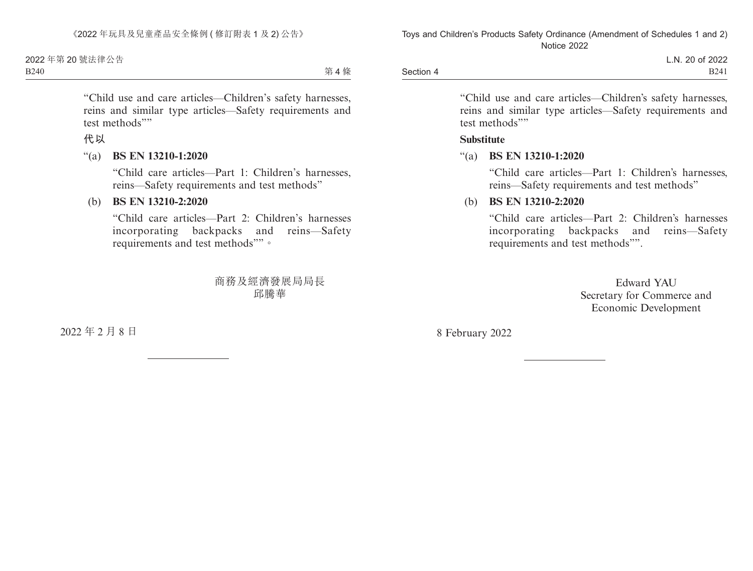"Child use and care articles—Children's safety harnesses, reins and similar type articles—Safety requirements and test methods""

代以

"(a) **BS EN 13210-1:2020**

"Child care articles—Part 1: Children's harnesses, reins—Safety requirements and test methods"

(b) **BS EN 13210-2:2020**

"Child care articles—Part 2: Children's harnesses incorporating backpacks and reins—Safety requirements and test methods""。

商務及經濟發展局局長
邱騰華

2022 年 2 月 8 日

---

"Child use and care articles—Children's safety harnesses, reins and similar type articles—Safety requirements and test methods""

**Substitute**

"(a) **BS EN 13210-1:2020**

"Child care articles—Part 1: Children's harnesses, reins—Safety requirements and test methods"

(b) **BS EN 13210-2:2020**

"Child care articles—Part 2: Children's harnesses incorporating backpacks and reins—Safety requirements and test methods"".

Edward YAU
Secretary for Commerce and Economic Development

8 February 2022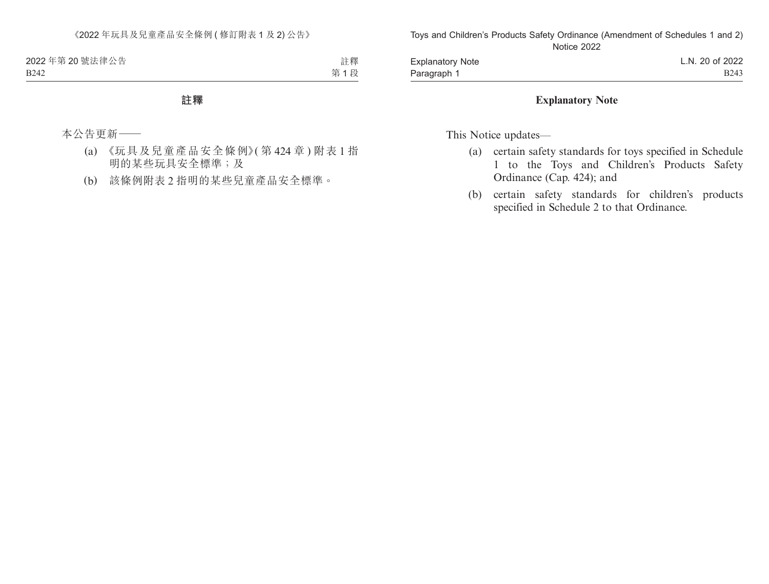## 註釋

本公告更新——

(a) 《玩具及兒童產品安全條例》(第 424 章) 附表 1 指明的某些玩具安全標準；及

(b) 該條例附表 2 指明的某些兒童產品安全標準。

## Explanatory Note

This Notice updates—

(a) certain safety standards for toys specified in Schedule 1 to the Toys and Children's Products Safety Ordinance (Cap. 424); and

(b) certain safety standards for children's products specified in Schedule 2 to that Ordinance.